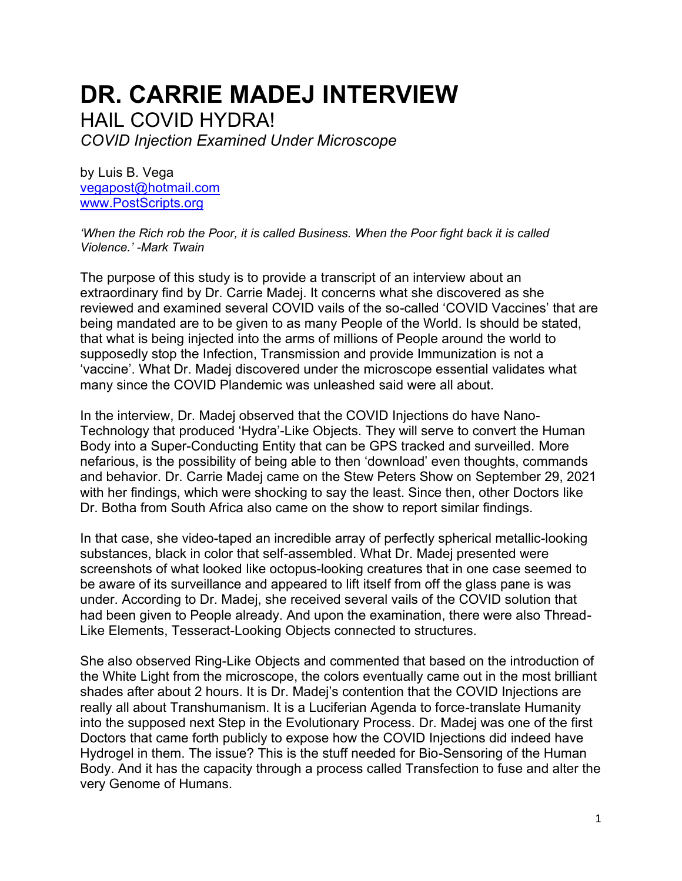# DR. CARRIE MADEJ INTERVIEW

## HAIL COVID HYDRA!

*COVID Injection Examined Under Microscope*

by Luis B. Vega
vegapost@hotmail.com
www.PostScripts.org

*'When the Rich rob the Poor, it is called Business. When the Poor fight back it is called Violence.' -Mark Twain*

The purpose of this study is to provide a transcript of an interview about an extraordinary find by Dr. Carrie Madej. It concerns what she discovered as she reviewed and examined several COVID vails of the so-called 'COVID Vaccines' that are being mandated are to be given to as many People of the World. Is should be stated, that what is being injected into the arms of millions of People around the world to supposedly stop the Infection, Transmission and provide Immunization is not a 'vaccine'. What Dr. Madej discovered under the microscope essential validates what many since the COVID Plandemic was unleashed said were all about.

In the interview, Dr. Madej observed that the COVID Injections do have Nano-Technology that produced 'Hydra'-Like Objects. They will serve to convert the Human Body into a Super-Conducting Entity that can be GPS tracked and surveilled. More nefarious, is the possibility of being able to then 'download' even thoughts, commands and behavior. Dr. Carrie Madej came on the Stew Peters Show on September 29, 2021 with her findings, which were shocking to say the least. Since then, other Doctors like Dr. Botha from South Africa also came on the show to report similar findings.

In that case, she video-taped an incredible array of perfectly spherical metallic-looking substances, black in color that self-assembled. What Dr. Madej presented were screenshots of what looked like octopus-looking creatures that in one case seemed to be aware of its surveillance and appeared to lift itself from off the glass pane is was under. According to Dr. Madej, she received several vails of the COVID solution that had been given to People already. And upon the examination, there were also Thread-Like Elements, Tesseract-Looking Objects connected to structures.

She also observed Ring-Like Objects and commented that based on the introduction of the White Light from the microscope, the colors eventually came out in the most brilliant shades after about 2 hours. It is Dr. Madej's contention that the COVID Injections are really all about Transhumanism. It is a Luciferian Agenda to force-translate Humanity into the supposed next Step in the Evolutionary Process. Dr. Madej was one of the first Doctors that came forth publicly to expose how the COVID Injections did indeed have Hydrogel in them. The issue? This is the stuff needed for Bio-Sensoring of the Human Body. And it has the capacity through a process called Transfection to fuse and alter the very Genome of Humans.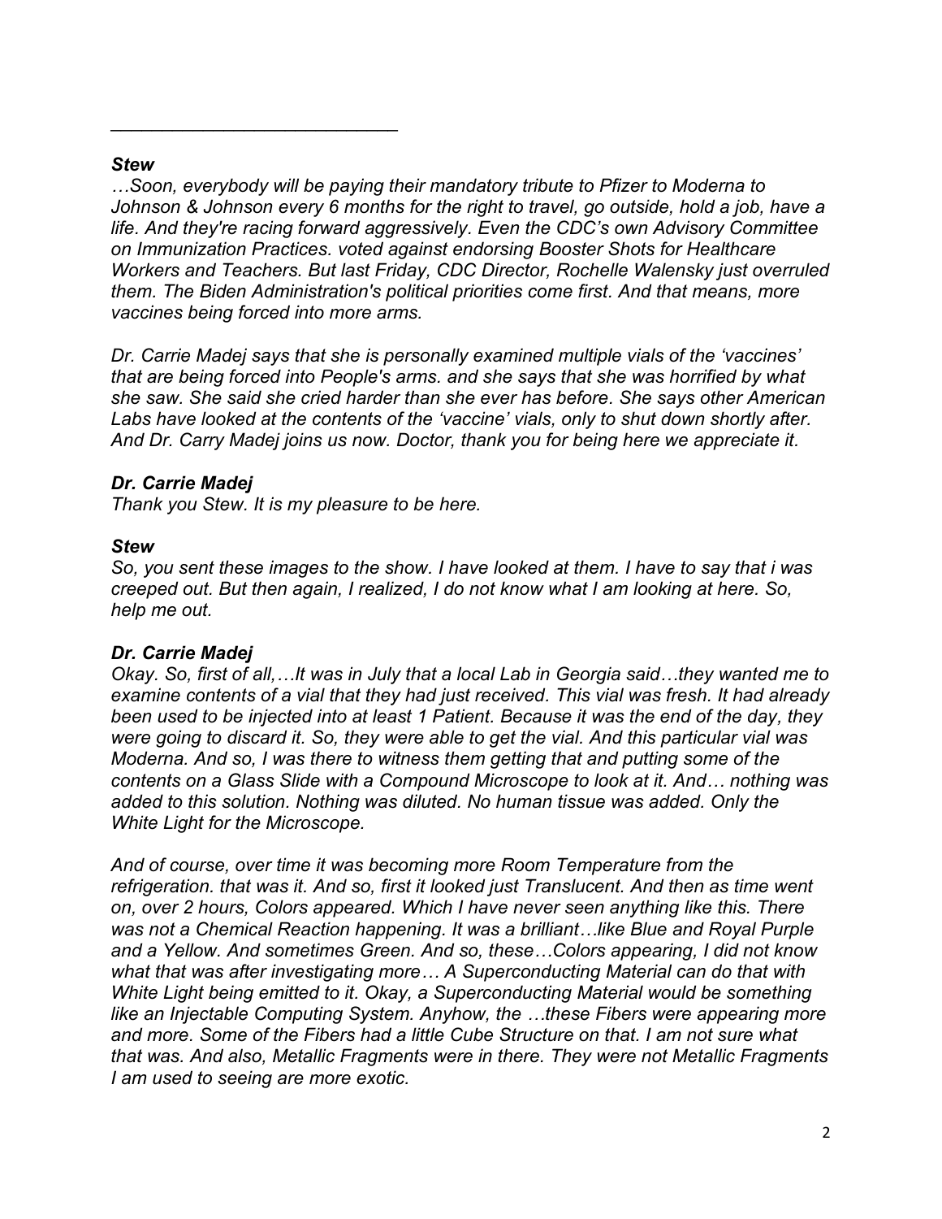______________________________

***Stew***

*…Soon, everybody will be paying their mandatory tribute to Pfizer to Moderna to Johnson & Johnson every 6 months for the right to travel, go outside, hold a job, have a life. And they're racing forward aggressively. Even the CDC's own Advisory Committee on Immunization Practices. voted against endorsing Booster Shots for Healthcare Workers and Teachers. But last Friday, CDC Director, Rochelle Walensky just overruled them. The Biden Administration's political priorities come first. And that means, more vaccines being forced into more arms.*

*Dr. Carrie Madej says that she is personally examined multiple vials of the 'vaccines' that are being forced into People's arms. and she says that she was horrified by what she saw. She said she cried harder than she ever has before. She says other American Labs have looked at the contents of the 'vaccine' vials, only to shut down shortly after. And Dr. Carry Madej joins us now. Doctor, thank you for being here we appreciate it.*

***Dr. Carrie Madej***

*Thank you Stew. It is my pleasure to be here.*

***Stew***

*So, you sent these images to the show. I have looked at them. I have to say that i was creeped out. But then again, I realized, I do not know what I am looking at here. So, help me out.*

***Dr. Carrie Madej***

*Okay. So, first of all,…It was in July that a local Lab in Georgia said…they wanted me to examine contents of a vial that they had just received. This vial was fresh. It had already been used to be injected into at least 1 Patient. Because it was the end of the day, they were going to discard it. So, they were able to get the vial. And this particular vial was Moderna. And so, I was there to witness them getting that and putting some of the contents on a Glass Slide with a Compound Microscope to look at it. And… nothing was added to this solution. Nothing was diluted. No human tissue was added. Only the White Light for the Microscope.*

*And of course, over time it was becoming more Room Temperature from the refrigeration. that was it. And so, first it looked just Translucent. And then as time went on, over 2 hours, Colors appeared. Which I have never seen anything like this. There was not a Chemical Reaction happening. It was a brilliant…like Blue and Royal Purple and a Yellow. And sometimes Green. And so, these…Colors appearing, I did not know what that was after investigating more… A Superconducting Material can do that with White Light being emitted to it. Okay, a Superconducting Material would be something like an Injectable Computing System. Anyhow, the …these Fibers were appearing more and more. Some of the Fibers had a little Cube Structure on that. I am not sure what that was. And also, Metallic Fragments were in there. They were not Metallic Fragments I am used to seeing are more exotic.*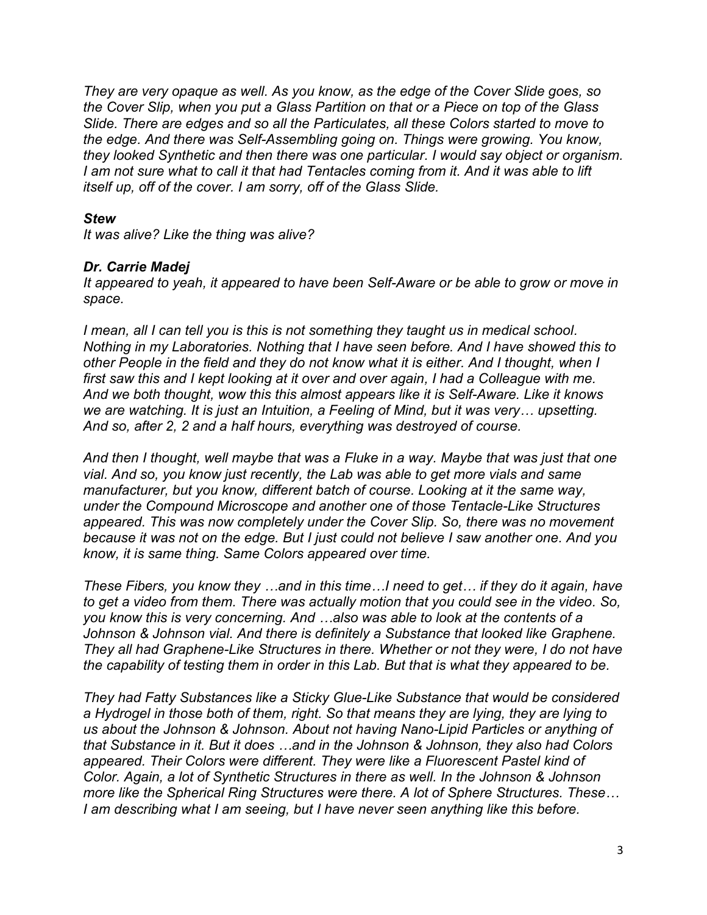*They are very opaque as well. As you know, as the edge of the Cover Slide goes, so the Cover Slip, when you put a Glass Partition on that or a Piece on top of the Glass Slide. There are edges and so all the Particulates, all these Colors started to move to the edge. And there was Self-Assembling going on. Things were growing. You know, they looked Synthetic and then there was one particular. I would say object or organism. I am not sure what to call it that had Tentacles coming from it. And it was able to lift itself up, off of the cover. I am sorry, off of the Glass Slide.*

***Stew***
*It was alive? Like the thing was alive?*

***Dr. Carrie Madej***
*It appeared to yeah, it appeared to have been Self-Aware or be able to grow or move in space.*

*I mean, all I can tell you is this is not something they taught us in medical school. Nothing in my Laboratories. Nothing that I have seen before. And I have showed this to other People in the field and they do not know what it is either. And I thought, when I first saw this and I kept looking at it over and over again, I had a Colleague with me. And we both thought, wow this this almost appears like it is Self-Aware. Like it knows we are watching. It is just an Intuition, a Feeling of Mind, but it was very… upsetting. And so, after 2, 2 and a half hours, everything was destroyed of course.*

*And then I thought, well maybe that was a Fluke in a way. Maybe that was just that one vial. And so, you know just recently, the Lab was able to get more vials and same manufacturer, but you know, different batch of course. Looking at it the same way, under the Compound Microscope and another one of those Tentacle-Like Structures appeared. This was now completely under the Cover Slip. So, there was no movement because it was not on the edge. But I just could not believe I saw another one. And you know, it is same thing. Same Colors appeared over time.*

*These Fibers, you know they …and in this time…I need to get… if they do it again, have to get a video from them. There was actually motion that you could see in the video. So, you know this is very concerning. And …also was able to look at the contents of a Johnson & Johnson vial. And there is definitely a Substance that looked like Graphene. They all had Graphene-Like Structures in there. Whether or not they were, I do not have the capability of testing them in order in this Lab. But that is what they appeared to be.*

*They had Fatty Substances like a Sticky Glue-Like Substance that would be considered a Hydrogel in those both of them, right. So that means they are lying, they are lying to us about the Johnson & Johnson. About not having Nano-Lipid Particles or anything of that Substance in it. But it does …and in the Johnson & Johnson, they also had Colors appeared. Their Colors were different. They were like a Fluorescent Pastel kind of Color. Again, a lot of Synthetic Structures in there as well. In the Johnson & Johnson more like the Spherical Ring Structures were there. A lot of Sphere Structures. These… I am describing what I am seeing, but I have never seen anything like this before.*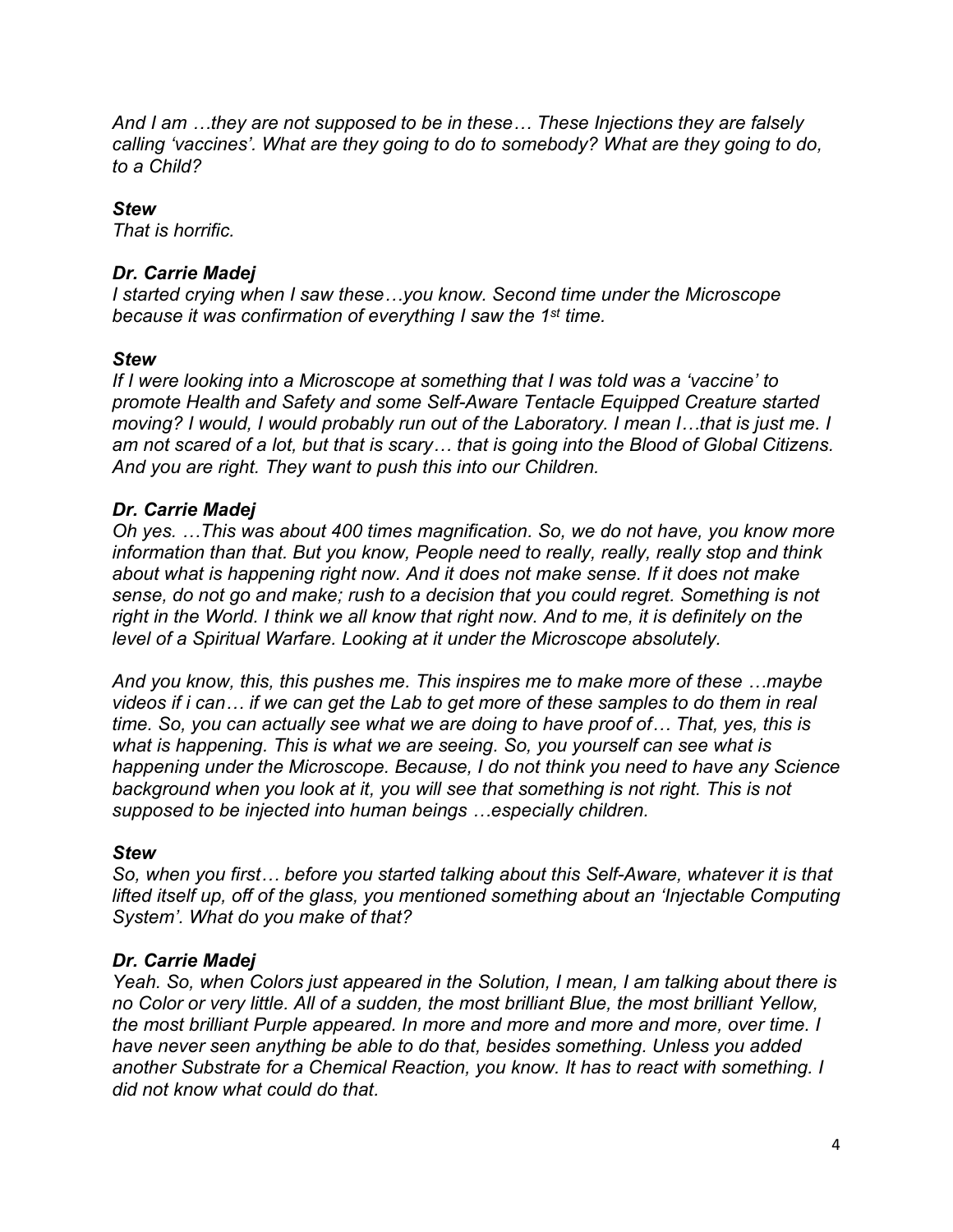*And I am …they are not supposed to be in these… These Injections they are falsely calling 'vaccines'. What are they going to do to somebody? What are they going to do, to a Child?*

***Stew***
*That is horrific.*

***Dr. Carrie Madej***
*I started crying when I saw these…you know. Second time under the Microscope because it was confirmation of everything I saw the 1st time.*

***Stew***
*If I were looking into a Microscope at something that I was told was a 'vaccine' to promote Health and Safety and some Self-Aware Tentacle Equipped Creature started moving? I would, I would probably run out of the Laboratory. I mean I…that is just me. I am not scared of a lot, but that is scary… that is going into the Blood of Global Citizens. And you are right. They want to push this into our Children.*

***Dr. Carrie Madej***
*Oh yes. …This was about 400 times magnification. So, we do not have, you know more information than that. But you know, People need to really, really, really stop and think about what is happening right now. And it does not make sense. If it does not make sense, do not go and make; rush to a decision that you could regret. Something is not right in the World. I think we all know that right now. And to me, it is definitely on the level of a Spiritual Warfare. Looking at it under the Microscope absolutely.*

*And you know, this, this pushes me. This inspires me to make more of these …maybe videos if i can… if we can get the Lab to get more of these samples to do them in real time. So, you can actually see what we are doing to have proof of… That, yes, this is what is happening. This is what we are seeing. So, you yourself can see what is happening under the Microscope. Because, I do not think you need to have any Science background when you look at it, you will see that something is not right. This is not supposed to be injected into human beings …especially children.*

***Stew***
*So, when you first… before you started talking about this Self-Aware, whatever it is that lifted itself up, off of the glass, you mentioned something about an 'Injectable Computing System'. What do you make of that?*

***Dr. Carrie Madej***
*Yeah. So, when Colors just appeared in the Solution, I mean, I am talking about there is no Color or very little. All of a sudden, the most brilliant Blue, the most brilliant Yellow, the most brilliant Purple appeared. In more and more and more and more, over time. I have never seen anything be able to do that, besides something. Unless you added another Substrate for a Chemical Reaction, you know. It has to react with something. I did not know what could do that.*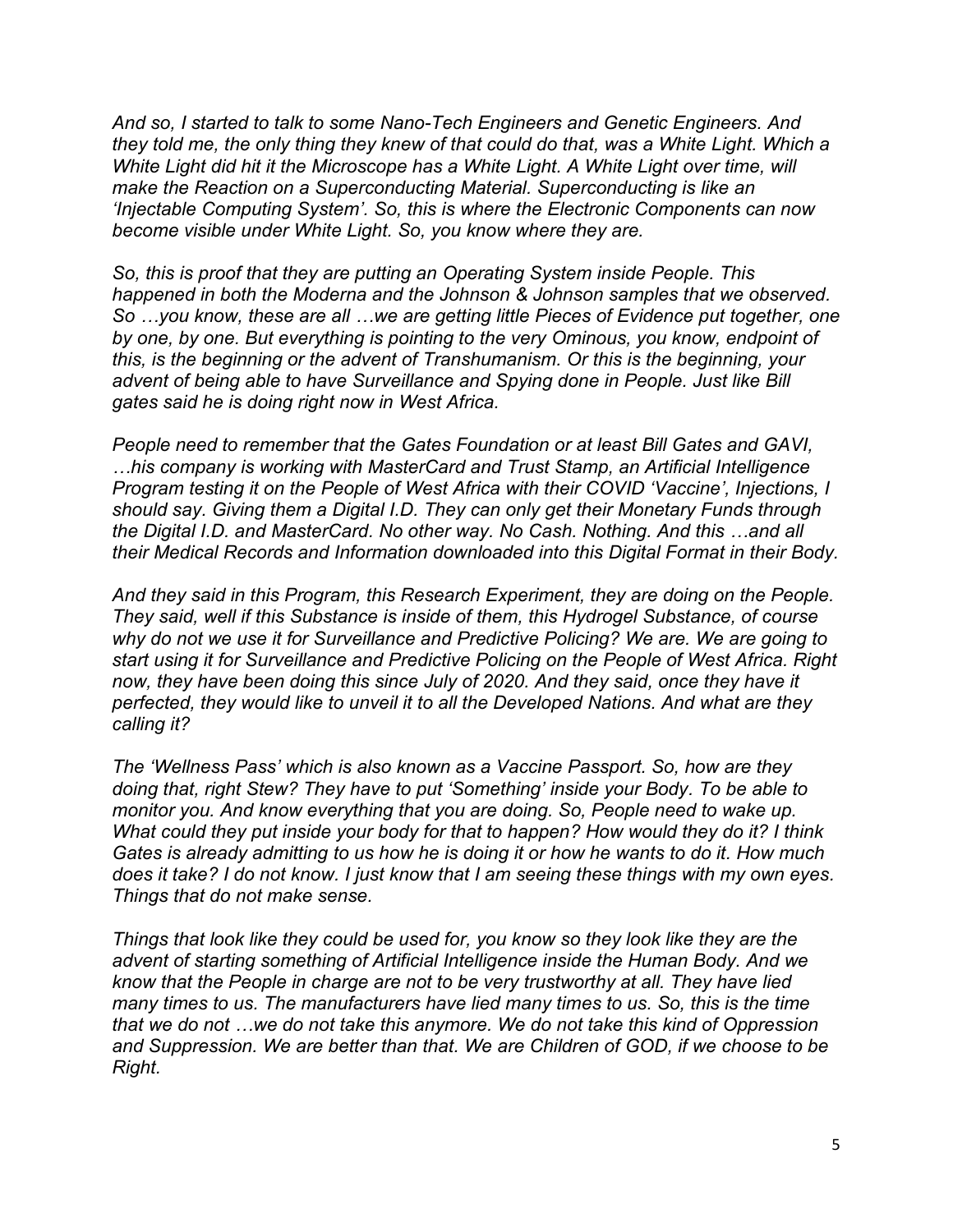*And so, I started to talk to some Nano-Tech Engineers and Genetic Engineers. And they told me, the only thing they knew of that could do that, was a White Light. Which a White Light did hit it the Microscope has a White Light. A White Light over time, will make the Reaction on a Superconducting Material. Superconducting is like an 'Injectable Computing System'. So, this is where the Electronic Components can now become visible under White Light. So, you know where they are.*

*So, this is proof that they are putting an Operating System inside People. This happened in both the Moderna and the Johnson & Johnson samples that we observed. So …you know, these are all …we are getting little Pieces of Evidence put together, one by one, by one. But everything is pointing to the very Ominous, you know, endpoint of this, is the beginning or the advent of Transhumanism. Or this is the beginning, your advent of being able to have Surveillance and Spying done in People. Just like Bill gates said he is doing right now in West Africa.*

*People need to remember that the Gates Foundation or at least Bill Gates and GAVI, …his company is working with MasterCard and Trust Stamp, an Artificial Intelligence Program testing it on the People of West Africa with their COVID 'Vaccine', Injections, I should say. Giving them a Digital I.D. They can only get their Monetary Funds through the Digital I.D. and MasterCard. No other way. No Cash. Nothing. And this …and all their Medical Records and Information downloaded into this Digital Format in their Body.*

*And they said in this Program, this Research Experiment, they are doing on the People. They said, well if this Substance is inside of them, this Hydrogel Substance, of course why do not we use it for Surveillance and Predictive Policing? We are. We are going to start using it for Surveillance and Predictive Policing on the People of West Africa. Right now, they have been doing this since July of 2020. And they said, once they have it perfected, they would like to unveil it to all the Developed Nations. And what are they calling it?*

*The 'Wellness Pass' which is also known as a Vaccine Passport. So, how are they doing that, right Stew? They have to put 'Something' inside your Body. To be able to monitor you. And know everything that you are doing. So, People need to wake up. What could they put inside your body for that to happen? How would they do it? I think Gates is already admitting to us how he is doing it or how he wants to do it. How much does it take? I do not know. I just know that I am seeing these things with my own eyes. Things that do not make sense.*

*Things that look like they could be used for, you know so they look like they are the advent of starting something of Artificial Intelligence inside the Human Body. And we know that the People in charge are not to be very trustworthy at all. They have lied many times to us. The manufacturers have lied many times to us. So, this is the time that we do not …we do not take this anymore. We do not take this kind of Oppression and Suppression. We are better than that. We are Children of GOD, if we choose to be Right.*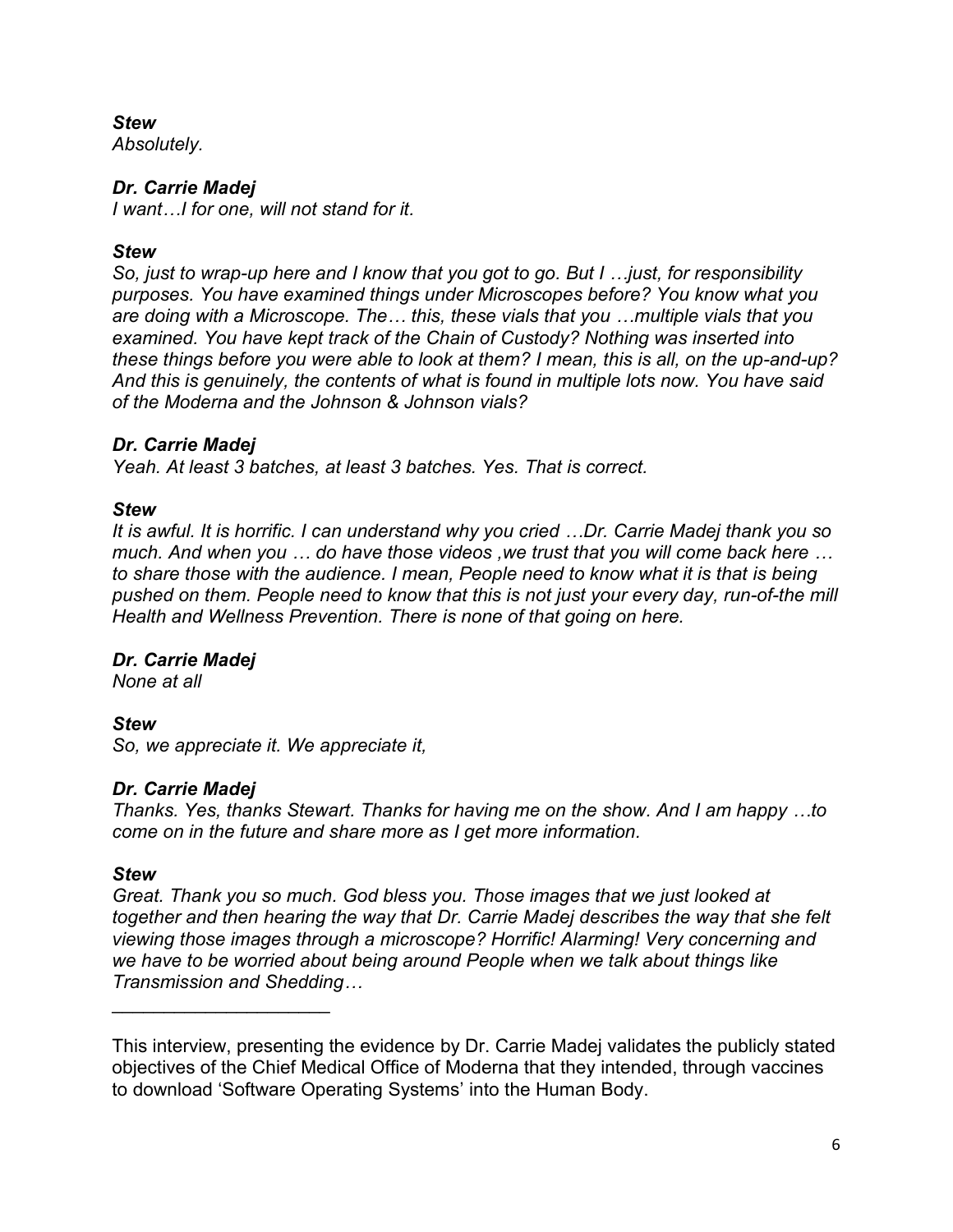***Stew***
*Absolutely.*

***Dr. Carrie Madej***
*I want…I for one, will not stand for it.*

***Stew***
*So, just to wrap-up here and I know that you got to go. But I …just, for responsibility purposes. You have examined things under Microscopes before? You know what you are doing with a Microscope. The… this, these vials that you …multiple vials that you examined. You have kept track of the Chain of Custody? Nothing was inserted into these things before you were able to look at them? I mean, this is all, on the up-and-up? And this is genuinely, the contents of what is found in multiple lots now. You have said of the Moderna and the Johnson & Johnson vials?*

***Dr. Carrie Madej***
*Yeah. At least 3 batches, at least 3 batches. Yes. That is correct.*

***Stew***
*It is awful. It is horrific. I can understand why you cried …Dr. Carrie Madej thank you so much. And when you … do have those videos ,we trust that you will come back here … to share those with the audience. I mean, People need to know what it is that is being pushed on them. People need to know that this is not just your every day, run-of-the mill Health and Wellness Prevention. There is none of that going on here.*

***Dr. Carrie Madej***
*None at all*

***Stew***
*So, we appreciate it. We appreciate it,*

***Dr. Carrie Madej***
*Thanks. Yes, thanks Stewart. Thanks for having me on the show. And I am happy …to come on in the future and share more as I get more information.*

***Stew***
*Great. Thank you so much. God bless you. Those images that we just looked at together and then hearing the way that Dr. Carrie Madej describes the way that she felt viewing those images through a microscope? Horrific! Alarming! Very concerning and we have to be worried about being around People when we talk about things like Transmission and Shedding…*

\_\_\_\_\_\_\_\_\_\_\_\_\_\_\_\_\_\_\_\_\_\_

This interview, presenting the evidence by Dr. Carrie Madej validates the publicly stated objectives of the Chief Medical Office of Moderna that they intended, through vaccines to download 'Software Operating Systems' into the Human Body.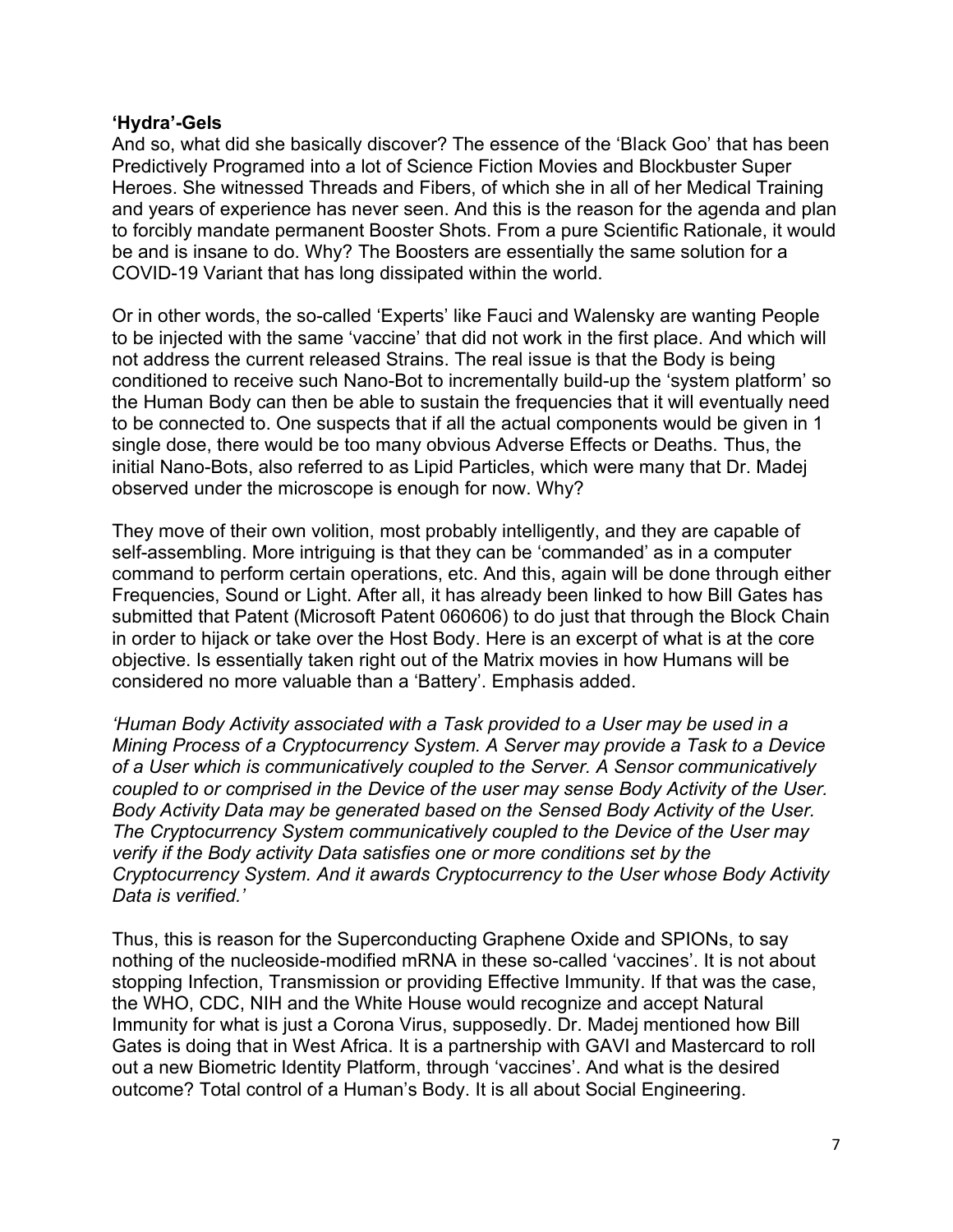**'Hydra'-Gels**

And so, what did she basically discover? The essence of the 'Black Goo' that has been Predictively Programed into a lot of Science Fiction Movies and Blockbuster Super Heroes. She witnessed Threads and Fibers, of which she in all of her Medical Training and years of experience has never seen. And this is the reason for the agenda and plan to forcibly mandate permanent Booster Shots. From a pure Scientific Rationale, it would be and is insane to do. Why? The Boosters are essentially the same solution for a COVID-19 Variant that has long dissipated within the world.

Or in other words, the so-called 'Experts' like Fauci and Walensky are wanting People to be injected with the same 'vaccine' that did not work in the first place. And which will not address the current released Strains. The real issue is that the Body is being conditioned to receive such Nano-Bot to incrementally build-up the 'system platform' so the Human Body can then be able to sustain the frequencies that it will eventually need to be connected to. One suspects that if all the actual components would be given in 1 single dose, there would be too many obvious Adverse Effects or Deaths. Thus, the initial Nano-Bots, also referred to as Lipid Particles, which were many that Dr. Madej observed under the microscope is enough for now. Why?

They move of their own volition, most probably intelligently, and they are capable of self-assembling. More intriguing is that they can be 'commanded' as in a computer command to perform certain operations, etc. And this, again will be done through either Frequencies, Sound or Light. After all, it has already been linked to how Bill Gates has submitted that Patent (Microsoft Patent 060606) to do just that through the Block Chain in order to hijack or take over the Host Body. Here is an excerpt of what is at the core objective. Is essentially taken right out of the Matrix movies in how Humans will be considered no more valuable than a 'Battery'. Emphasis added.

*'Human Body Activity associated with a Task provided to a User may be used in a Mining Process of a Cryptocurrency System. A Server may provide a Task to a Device of a User which is communicatively coupled to the Server. A Sensor communicatively coupled to or comprised in the Device of the user may sense Body Activity of the User. Body Activity Data may be generated based on the Sensed Body Activity of the User. The Cryptocurrency System communicatively coupled to the Device of the User may verify if the Body activity Data satisfies one or more conditions set by the Cryptocurrency System. And it awards Cryptocurrency to the User whose Body Activity Data is verified.'*

Thus, this is reason for the Superconducting Graphene Oxide and SPIONs, to say nothing of the nucleoside-modified mRNA in these so-called 'vaccines'. It is not about stopping Infection, Transmission or providing Effective Immunity. If that was the case, the WHO, CDC, NIH and the White House would recognize and accept Natural Immunity for what is just a Corona Virus, supposedly. Dr. Madej mentioned how Bill Gates is doing that in West Africa. It is a partnership with GAVI and Mastercard to roll out a new Biometric Identity Platform, through 'vaccines'. And what is the desired outcome? Total control of a Human's Body. It is all about Social Engineering.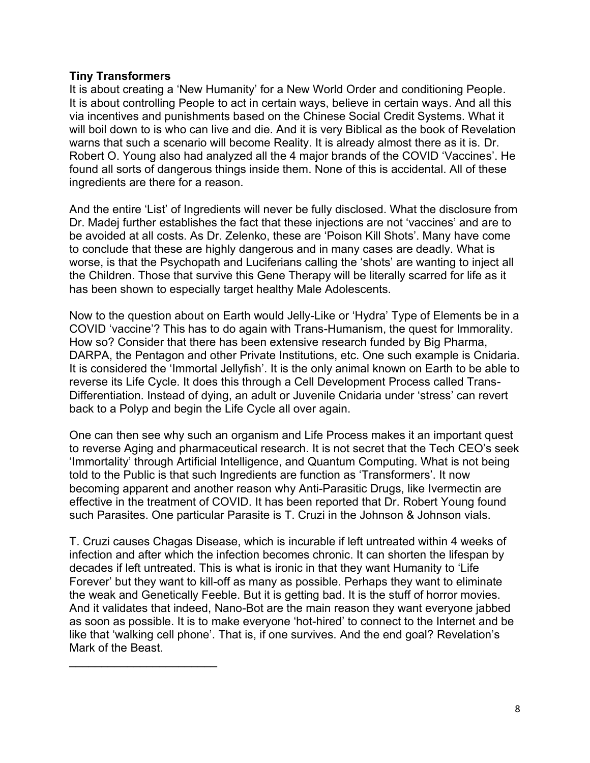**Tiny Transformers**

It is about creating a 'New Humanity' for a New World Order and conditioning People. It is about controlling People to act in certain ways, believe in certain ways. And all this via incentives and punishments based on the Chinese Social Credit Systems. What it will boil down to is who can live and die. And it is very Biblical as the book of Revelation warns that such a scenario will become Reality. It is already almost there as it is. Dr. Robert O. Young also had analyzed all the 4 major brands of the COVID 'Vaccines'. He found all sorts of dangerous things inside them. None of this is accidental. All of these ingredients are there for a reason.

And the entire 'List' of Ingredients will never be fully disclosed. What the disclosure from Dr. Madej further establishes the fact that these injections are not 'vaccines' and are to be avoided at all costs. As Dr. Zelenko, these are 'Poison Kill Shots'. Many have come to conclude that these are highly dangerous and in many cases are deadly. What is worse, is that the Psychopath and Luciferians calling the 'shots' are wanting to inject all the Children. Those that survive this Gene Therapy will be literally scarred for life as it has been shown to especially target healthy Male Adolescents.

Now to the question about on Earth would Jelly-Like or 'Hydra' Type of Elements be in a COVID 'vaccine'? This has to do again with Trans-Humanism, the quest for Immorality. How so? Consider that there has been extensive research funded by Big Pharma, DARPA, the Pentagon and other Private Institutions, etc. One such example is Cnidaria. It is considered the 'Immortal Jellyfish'. It is the only animal known on Earth to be able to reverse its Life Cycle. It does this through a Cell Development Process called Trans-Differentiation. Instead of dying, an adult or Juvenile Cnidaria under 'stress' can revert back to a Polyp and begin the Life Cycle all over again.

One can then see why such an organism and Life Process makes it an important quest to reverse Aging and pharmaceutical research. It is not secret that the Tech CEO's seek 'Immortality' through Artificial Intelligence, and Quantum Computing. What is not being told to the Public is that such Ingredients are function as 'Transformers'. It now becoming apparent and another reason why Anti-Parasitic Drugs, like Ivermectin are effective in the treatment of COVID. It has been reported that Dr. Robert Young found such Parasites. One particular Parasite is T. Cruzi in the Johnson & Johnson vials.

T. Cruzi causes Chagas Disease, which is incurable if left untreated within 4 weeks of infection and after which the infection becomes chronic. It can shorten the lifespan by decades if left untreated. This is what is ironic in that they want Humanity to 'Life Forever' but they want to kill-off as many as possible. Perhaps they want to eliminate the weak and Genetically Feeble. But it is getting bad. It is the stuff of horror movies. And it validates that indeed, Nano-Bot are the main reason they want everyone jabbed as soon as possible. It is to make everyone 'hot-hired' to connect to the Internet and be like that 'walking cell phone'. That is, if one survives. And the end goal? Revelation's Mark of the Beast.

________________________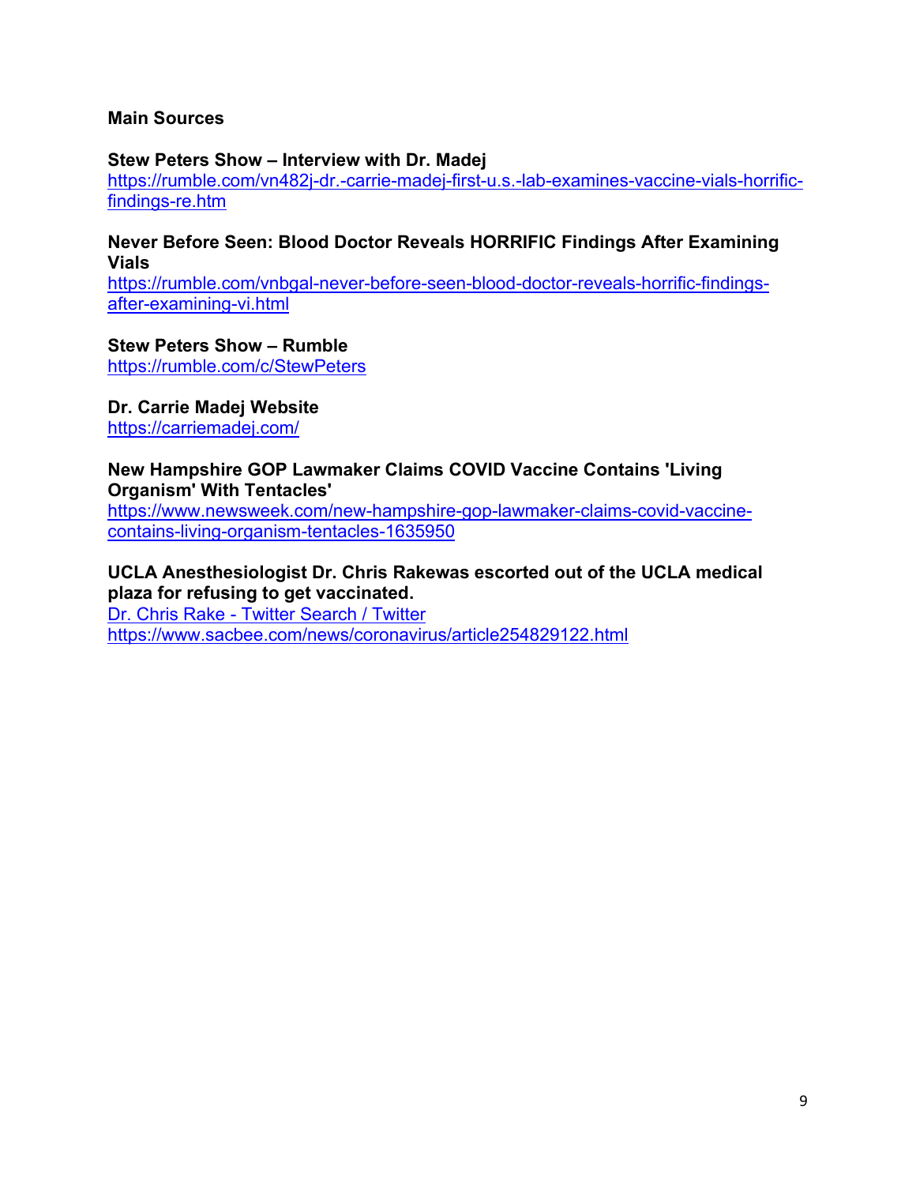**Main Sources**

**Stew Peters Show – Interview with Dr. Madej**
https://rumble.com/vn482j-dr.-carrie-madej-first-u.s.-lab-examines-vaccine-vials-horrific-findings-re.htm

**Never Before Seen: Blood Doctor Reveals HORRIFIC Findings After Examining Vials**
https://rumble.com/vnbgal-never-before-seen-blood-doctor-reveals-horrific-findings-after-examining-vi.html

**Stew Peters Show – Rumble**
https://rumble.com/c/StewPeters

**Dr. Carrie Madej Website**
https://carriemadej.com/

**New Hampshire GOP Lawmaker Claims COVID Vaccine Contains 'Living Organism' With Tentacles'**
https://www.newsweek.com/new-hampshire-gop-lawmaker-claims-covid-vaccine-contains-living-organism-tentacles-1635950

**UCLA Anesthesiologist Dr. Chris Rakewas escorted out of the UCLA medical plaza for refusing to get vaccinated.**
Dr. Chris Rake - Twitter Search / Twitter
https://www.sacbee.com/news/coronavirus/article254829122.html